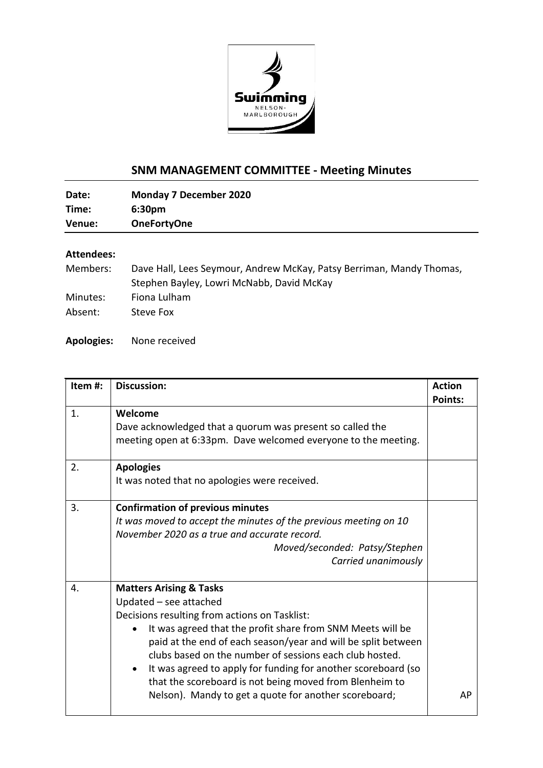## SNM MANAGEMENT COMMITTEE - Meeting Minutes

| | |
|---|---|
| **Date:** | **Monday 7 December 2020** |
| **Time:** | **6:30pm** |
| **Venue:** | **OneFortyOne** |

**Attendees:**

| | |
|---|---|
| Members: | Dave Hall, Lees Seymour, Andrew McKay, Patsy Berriman, Mandy Thomas, Stephen Bayley, Lowri McNabb, David McKay |
| Minutes: | Fiona Lulham |
| Absent: | Steve Fox |

**Apologies:** None received

| Item #: | Discussion: | Action Points: |
|---|---|---|
| 1. | **Welcome**<br>Dave acknowledged that a quorum was present so called the meeting open at 6:33pm. Dave welcomed everyone to the meeting. | |
| 2. | **Apologies**<br>It was noted that no apologies were received. | |
| 3. | **Confirmation of previous minutes**<br>*It was moved to accept the minutes of the previous meeting on 10 November 2020 as a true and accurate record.*<br>*Moved/seconded: Patsy/Stephen*<br>*Carried unanimously* | |
| 4. | **Matters Arising & Tasks**<br>Updated – see attached<br>Decisions resulting from actions on Tasklist:<br>• It was agreed that the profit share from SNM Meets will be paid at the end of each season/year and will be split between clubs based on the number of sessions each club hosted.<br>• It was agreed to apply for funding for another scoreboard (so that the scoreboard is not being moved from Blenheim to Nelson). Mandy to get a quote for another scoreboard; | AP |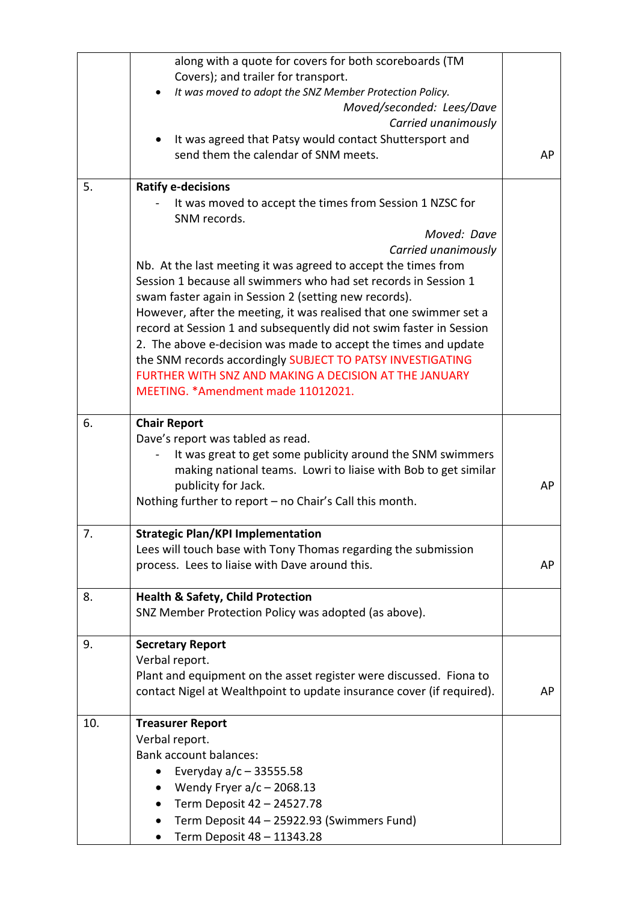| | | |
|---|---|---|
| | along with a quote for covers for both scoreboards (TM Covers); and trailer for transport.<br>• *It was moved to adopt the SNZ Member Protection Policy.*<br>*Moved/seconded: Lees/Dave*<br>*Carried unanimously*<br>• It was agreed that Patsy would contact Shuttersport and send them the calendar of SNM meets. | AP |
| 5. | **Ratify e-decisions**<br>- It was moved to accept the times from Session 1 NZSC for SNM records.<br>*Moved: Dave*<br>*Carried unanimously*<br>Nb. At the last meeting it was agreed to accept the times from Session 1 because all swimmers who had set records in Session 1 swam faster again in Session 2 (setting new records).<br>However, after the meeting, it was realised that one swimmer set a record at Session 1 and subsequently did not swim faster in Session 2. The above e-decision was made to accept the times and update the SNM records accordingly SUBJECT TO PATSY INVESTIGATING FURTHER WITH SNZ AND MAKING A DECISION AT THE JANUARY MEETING. *Amendment made 11012021. | |
| 6. | **Chair Report**<br>Dave's report was tabled as read.<br>- It was great to get some publicity around the SNM swimmers making national teams. Lowri to liaise with Bob to get similar publicity for Jack.<br>Nothing further to report – no Chair's Call this month. | AP |
| 7. | **Strategic Plan/KPI Implementation**<br>Lees will touch base with Tony Thomas regarding the submission process. Lees to liaise with Dave around this. | AP |
| 8. | **Health & Safety, Child Protection**<br>SNZ Member Protection Policy was adopted (as above). | |
| 9. | **Secretary Report**<br>Verbal report.<br>Plant and equipment on the asset register were discussed. Fiona to contact Nigel at Wealthpoint to update insurance cover (if required). | AP |
| 10. | **Treasurer Report**<br>Verbal report.<br>Bank account balances:<br>• Everyday a/c – 33555.58<br>• Wendy Fryer a/c – 2068.13<br>• Term Deposit 42 – 24527.78<br>• Term Deposit 44 – 25922.93 (Swimmers Fund)<br>• Term Deposit 48 – 11343.28 | |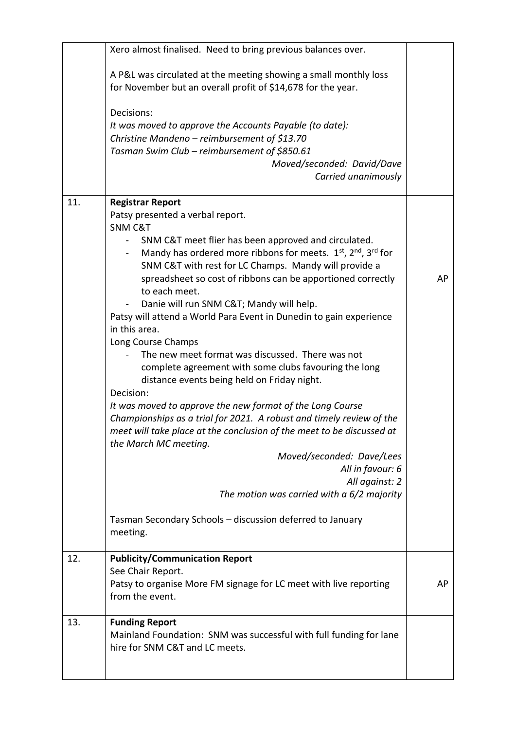| | | |
|---|---|---|
| | Xero almost finalised. Need to bring previous balances over.<br><br>A P&L was circulated at the meeting showing a small monthly loss for November but an overall profit of $14,678 for the year.<br><br>Decisions:<br>*It was moved to approve the Accounts Payable (to date):*<br>*Christine Mandeno – reimbursement of $13.70*<br>*Tasman Swim Club – reimbursement of $850.61*<br>*Moved/seconded: David/Dave*<br>*Carried unanimously* | |
| 11. | **Registrar Report**<br>Patsy presented a verbal report.<br>SNM C&T<br>- SNM C&T meet flier has been approved and circulated.<br>- Mandy has ordered more ribbons for meets. 1st, 2nd, 3rd for SNM C&T with rest for LC Champs. Mandy will provide a spreadsheet so cost of ribbons can be apportioned correctly to each meet.<br>- Danie will run SNM C&T; Mandy will help.<br>Patsy will attend a World Para Event in Dunedin to gain experience in this area.<br>Long Course Champs<br>- The new meet format was discussed. There was not complete agreement with some clubs favouring the long distance events being held on Friday night.<br>Decision:<br>*It was moved to approve the new format of the Long Course Championships as a trial for 2021. A robust and timely review of the meet will take place at the conclusion of the meet to be discussed at the March MC meeting.*<br>*Moved/seconded: Dave/Lees*<br>*All in favour: 6*<br>*All against: 2*<br>*The motion was carried with a 6/2 majority*<br><br>Tasman Secondary Schools – discussion deferred to January meeting. | AP |
| 12. | **Publicity/Communication Report**<br>See Chair Report.<br>Patsy to organise More FM signage for LC meet with live reporting from the event. | AP |
| 13. | **Funding Report**<br>Mainland Foundation: SNM was successful with full funding for lane hire for SNM C&T and LC meets. | |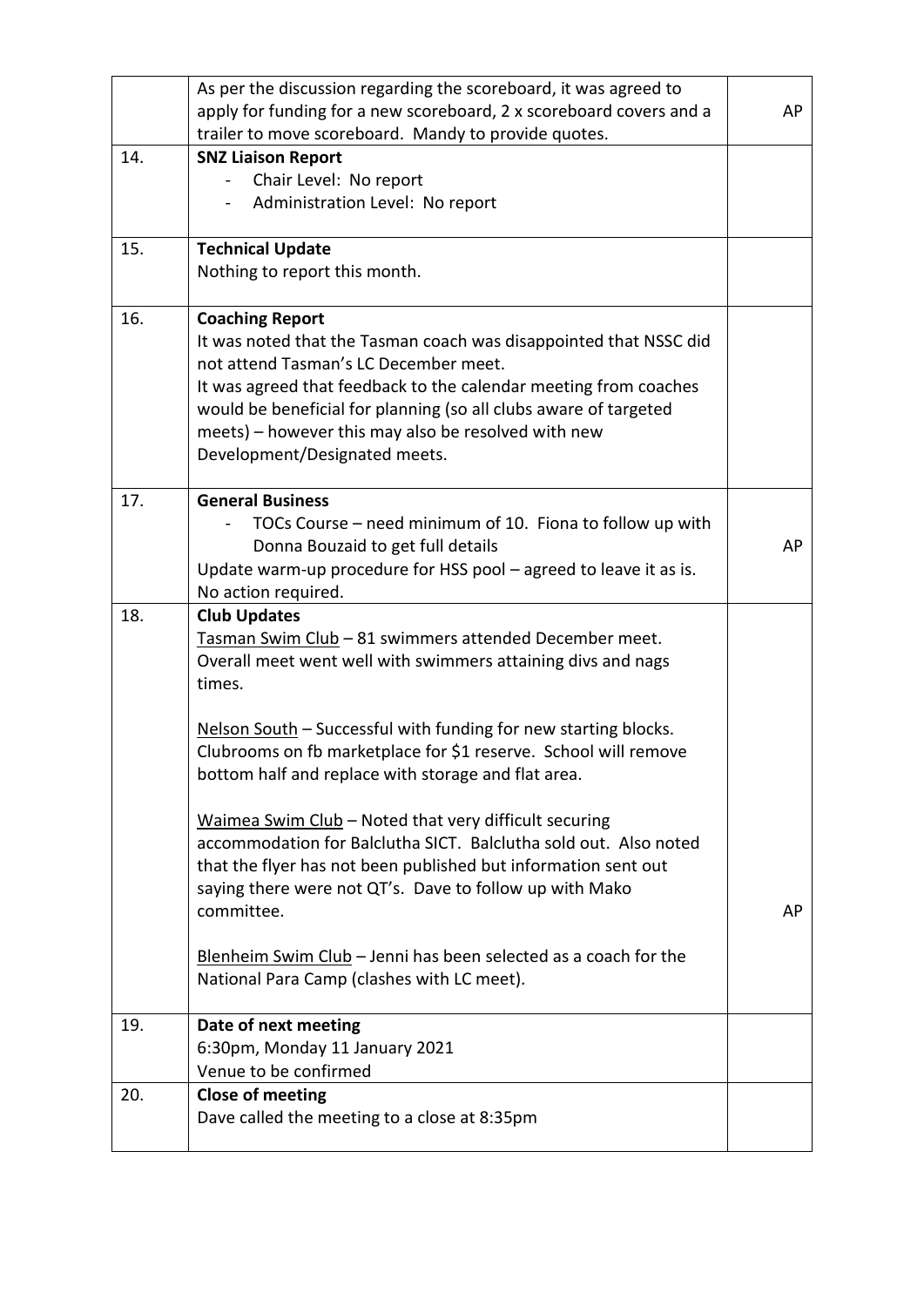| | | |
|---|---|---|
| | As per the discussion regarding the scoreboard, it was agreed to apply for funding for a new scoreboard, 2 x scoreboard covers and a trailer to move scoreboard. Mandy to provide quotes. | AP |
| 14. | **SNZ Liaison Report**<br>- Chair Level: No report<br>- Administration Level: No report | |
| 15. | **Technical Update**<br>Nothing to report this month. | |
| 16. | **Coaching Report**<br>It was noted that the Tasman coach was disappointed that NSSC did not attend Tasman's LC December meet.<br>It was agreed that feedback to the calendar meeting from coaches would be beneficial for planning (so all clubs aware of targeted meets) – however this may also be resolved with new Development/Designated meets. | |
| 17. | **General Business**<br>- TOCs Course – need minimum of 10. Fiona to follow up with Donna Bouzaid to get full details<br>Update warm-up procedure for HSS pool – agreed to leave it as is. No action required. | AP |
| 18. | **Club Updates**<br>Tasman Swim Club – 81 swimmers attended December meet. Overall meet went well with swimmers attaining divs and nags times.<br><br>Nelson South – Successful with funding for new starting blocks. Clubrooms on fb marketplace for $1 reserve. School will remove bottom half and replace with storage and flat area.<br><br>Waimea Swim Club – Noted that very difficult securing accommodation for Balclutha SICT. Balclutha sold out. Also noted that the flyer has not been published but information sent out saying there were not QT's. Dave to follow up with Mako committee.<br><br>Blenheim Swim Club – Jenni has been selected as a coach for the National Para Camp (clashes with LC meet). | AP |
| 19. | **Date of next meeting**<br>6:30pm, Monday 11 January 2021<br>Venue to be confirmed | |
| 20. | **Close of meeting**<br>Dave called the meeting to a close at 8:35pm | |